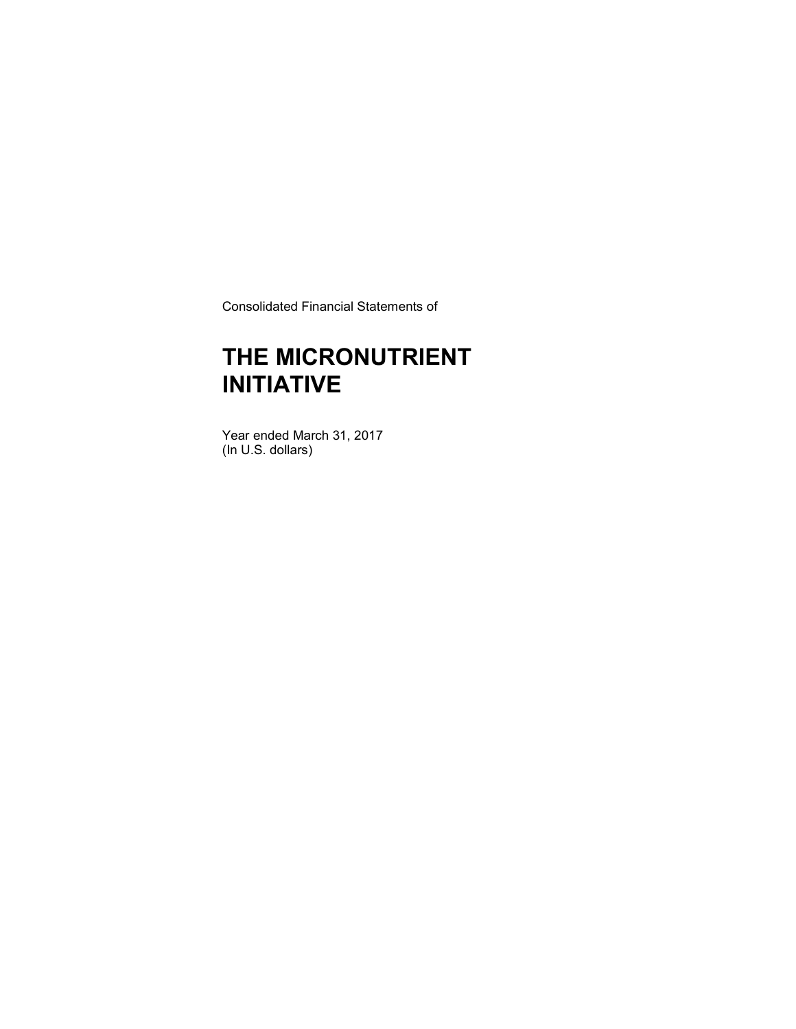Consolidated Financial Statements of

# THE MICRONUTRIENT INITIATIVE

Year ended March 31, 2017
(In U.S. dollars)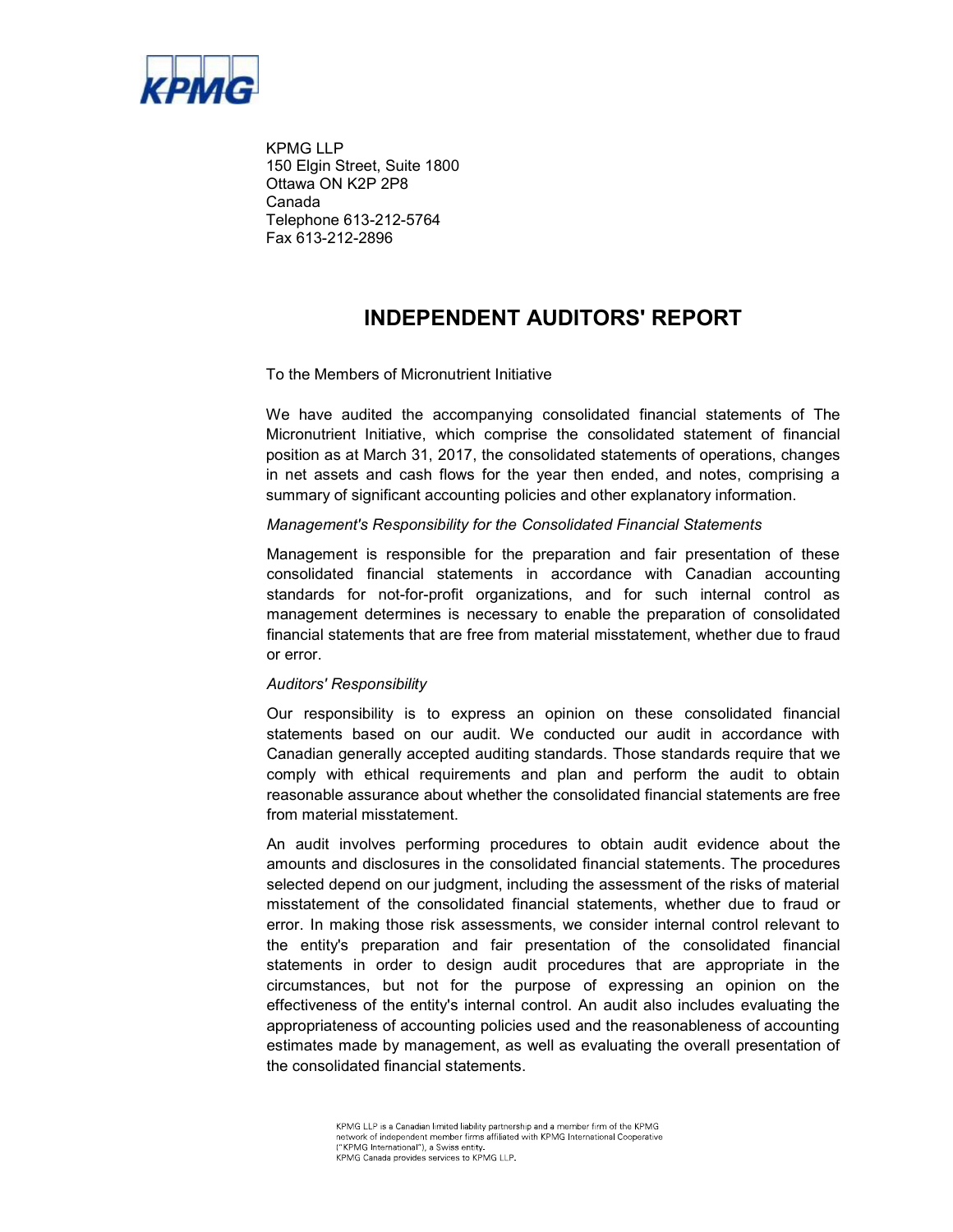KPMG LLP
150 Elgin Street, Suite 1800
Ottawa ON K2P 2P8
Canada
Telephone 613-212-5764
Fax 613-212-2896

# INDEPENDENT AUDITORS' REPORT

To the Members of Micronutrient Initiative

We have audited the accompanying consolidated financial statements of The Micronutrient Initiative, which comprise the consolidated statement of financial position as at March 31, 2017, the consolidated statements of operations, changes in net assets and cash flows for the year then ended, and notes, comprising a summary of significant accounting policies and other explanatory information.

*Management's Responsibility for the Consolidated Financial Statements*

Management is responsible for the preparation and fair presentation of these consolidated financial statements in accordance with Canadian accounting standards for not-for-profit organizations, and for such internal control as management determines is necessary to enable the preparation of consolidated financial statements that are free from material misstatement, whether due to fraud or error.

*Auditors' Responsibility*

Our responsibility is to express an opinion on these consolidated financial statements based on our audit. We conducted our audit in accordance with Canadian generally accepted auditing standards. Those standards require that we comply with ethical requirements and plan and perform the audit to obtain reasonable assurance about whether the consolidated financial statements are free from material misstatement.

An audit involves performing procedures to obtain audit evidence about the amounts and disclosures in the consolidated financial statements. The procedures selected depend on our judgment, including the assessment of the risks of material misstatement of the consolidated financial statements, whether due to fraud or error. In making those risk assessments, we consider internal control relevant to the entity's preparation and fair presentation of the consolidated financial statements in order to design audit procedures that are appropriate in the circumstances, but not for the purpose of expressing an opinion on the effectiveness of the entity's internal control. An audit also includes evaluating the appropriateness of accounting policies used and the reasonableness of accounting estimates made by management, as well as evaluating the overall presentation of the consolidated financial statements.

KPMG LLP is a Canadian limited liability partnership and a member firm of the KPMG network of independent member firms affiliated with KPMG International Cooperative ("KPMG International"), a Swiss entity.
KPMG Canada provides services to KPMG LLP.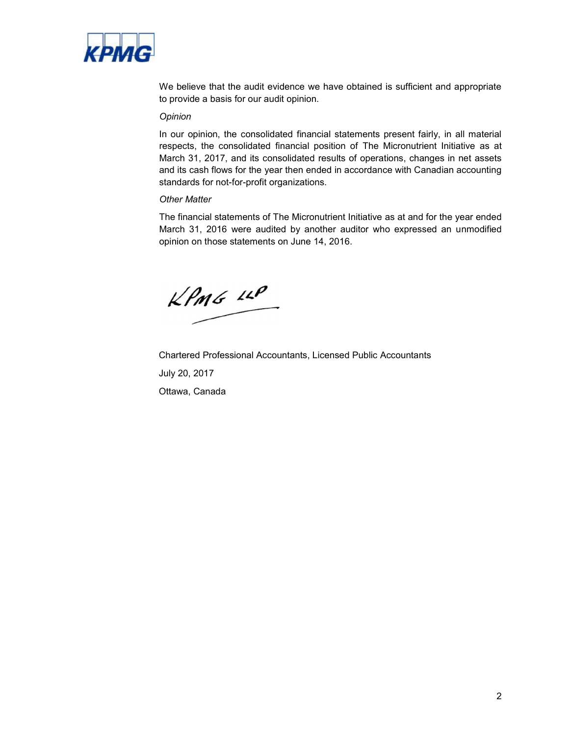We believe that the audit evidence we have obtained is sufficient and appropriate to provide a basis for our audit opinion.

*Opinion*

In our opinion, the consolidated financial statements present fairly, in all material respects, the consolidated financial position of The Micronutrient Initiative as at March 31, 2017, and its consolidated results of operations, changes in net assets and its cash flows for the year then ended in accordance with Canadian accounting standards for not-for-profit organizations.

*Other Matter*

The financial statements of The Micronutrient Initiative as at and for the year ended March 31, 2016 were audited by another auditor who expressed an unmodified opinion on those statements on June 14, 2016.

KPMG LLP

Chartered Professional Accountants, Licensed Public Accountants

July 20, 2017

Ottawa, Canada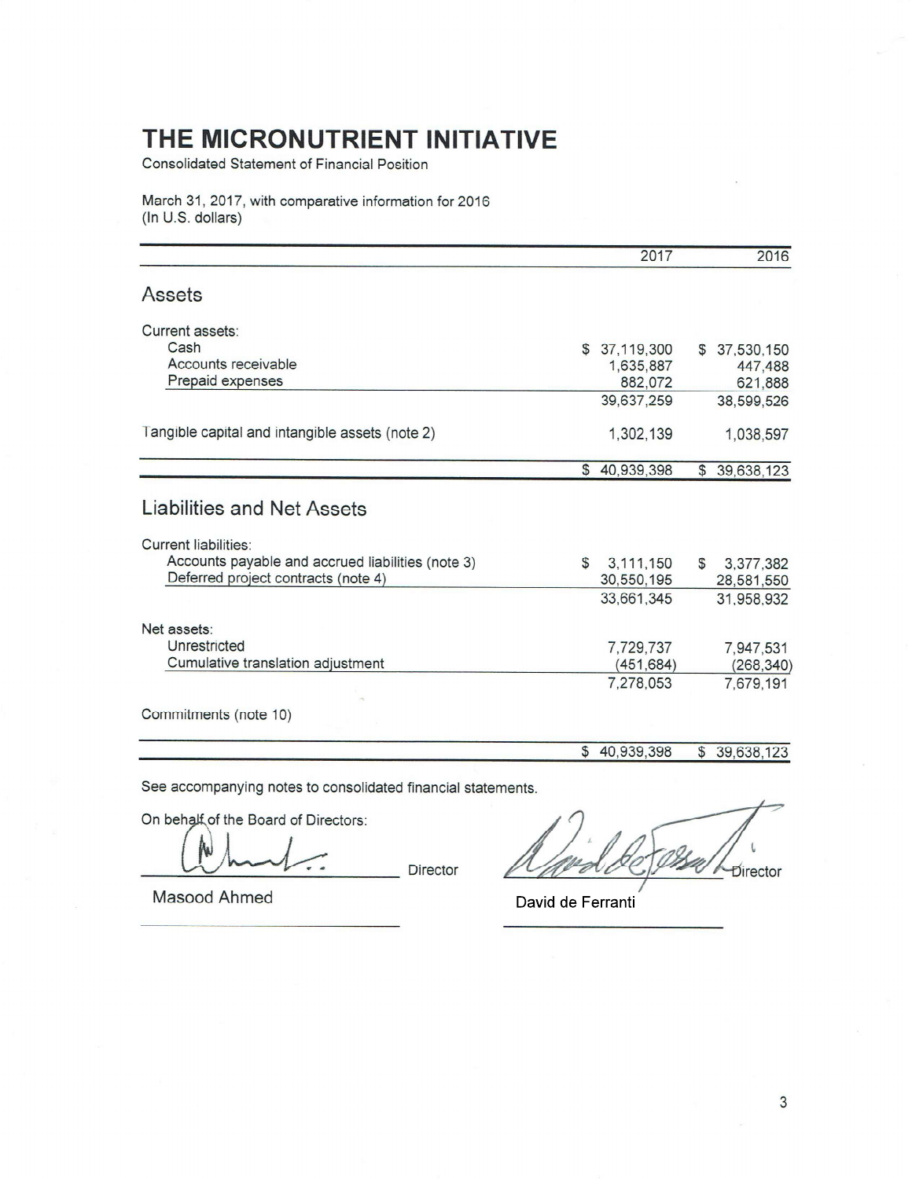// THE MICRONUTRIENT INITIATIVE

Consolidated Statement of Financial Position

March 31, 2017, with comparative information for 2016
(In U.S. dollars)

| | 2017 | 2016 |
|---|---|---|
| **Assets** | | |
| Current assets: | | |
| Cash | $ 37,119,300 | $ 37,530,150 |
| Accounts receivable | 1,635,887 | 447,488 |
| Prepaid expenses | 882,072 | 621,888 |
| | 39,637,259 | 38,599,526 |
| Tangible capital and intangible assets (note 2) | 1,302,139 | 1,038,597 |
| | $ 40,939,398 | $ 39,638,123 |
| **Liabilities and Net Assets** | | |
| Current liabilities: | | |
| Accounts payable and accrued liabilities (note 3) | $ 3,111,150 | $ 3,377,382 |
| Deferred project contracts (note 4) | 30,550,195 | 28,581,550 |
| | 33,661,345 | 31,958,932 |
| Net assets: | | |
| Unrestricted | 7,729,737 | 7,947,531 |
| Cumulative translation adjustment | (451,684) | (268,340) |
| | 7,278,053 | 7,679,191 |
| Commitments (note 10) | | |
| | $ 40,939,398 | $ 39,638,123 |

See accompanying notes to consolidated financial statements.

On behalf of the Board of Directors:

Masood Ahmed, Director

David de Ferranti, Director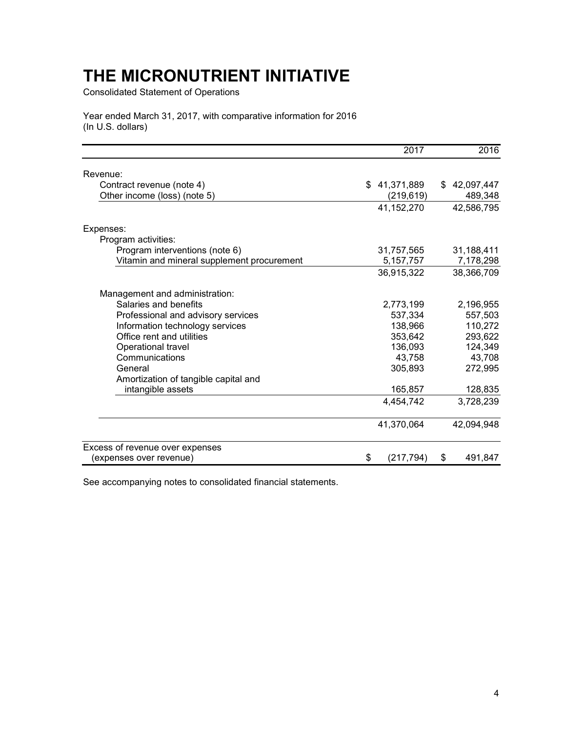# THE MICRONUTRIENT INITIATIVE

Consolidated Statement of Operations

Year ended March 31, 2017, with comparative information for 2016
(In U.S. dollars)

| | 2017 | 2016 |
|---|---|---|
| Revenue: | | |
| Contract revenue (note 4) | $ 41,371,889 | $ 42,097,447 |
| Other income (loss) (note 5) | (219,619) | 489,348 |
| | 41,152,270 | 42,586,795 |
| Expenses: | | |
| Program activities: | | |
| Program interventions (note 6) | 31,757,565 | 31,188,411 |
| Vitamin and mineral supplement procurement | 5,157,757 | 7,178,298 |
| | 36,915,322 | 38,366,709 |
| Management and administration: | | |
| Salaries and benefits | 2,773,199 | 2,196,955 |
| Professional and advisory services | 537,334 | 557,503 |
| Information technology services | 138,966 | 110,272 |
| Office rent and utilities | 353,642 | 293,622 |
| Operational travel | 136,093 | 124,349 |
| Communications | 43,758 | 43,708 |
| General | 305,893 | 272,995 |
| Amortization of tangible capital and intangible assets | 165,857 | 128,835 |
| | 4,454,742 | 3,728,239 |
| | 41,370,064 | 42,094,948 |
| Excess of revenue over expenses (expenses over revenue) | $ (217,794) | $ 491,847 |

See accompanying notes to consolidated financial statements.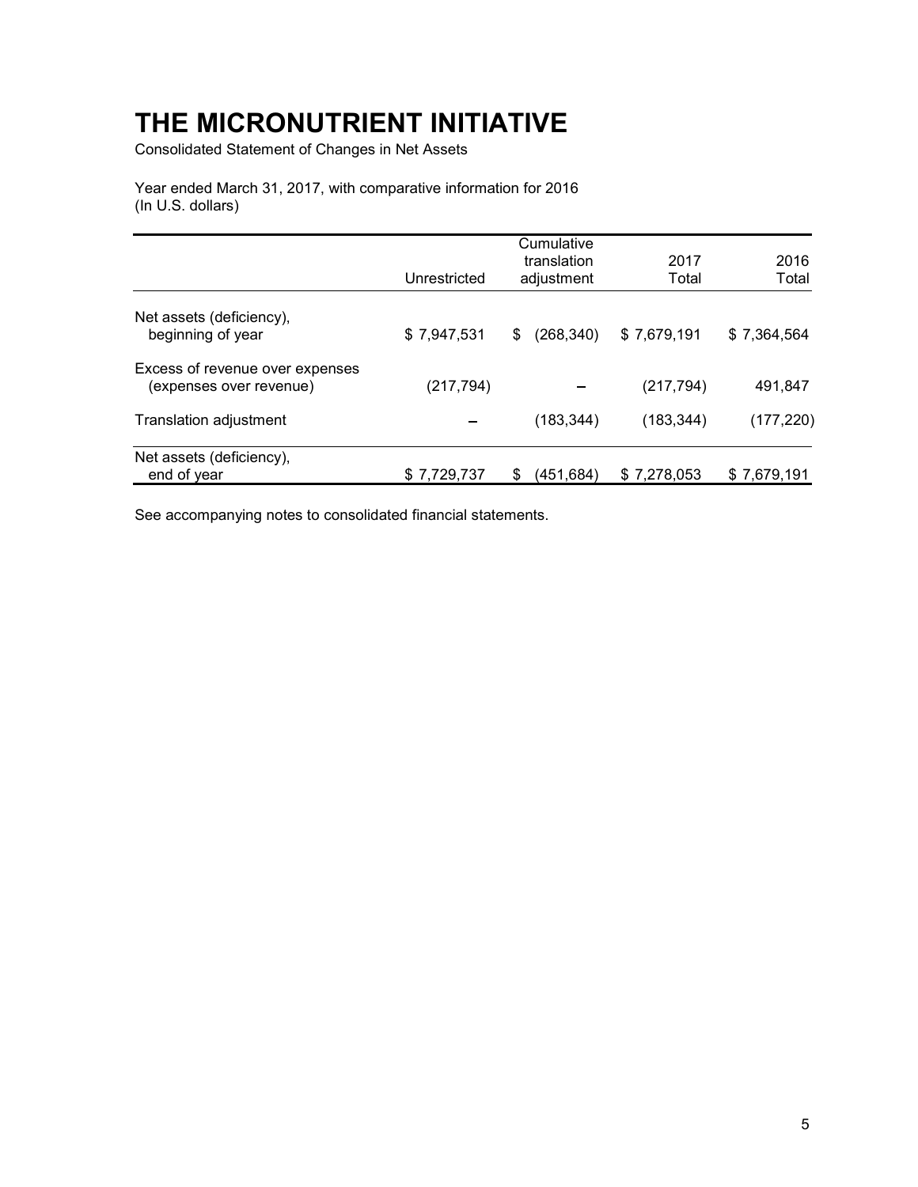# THE MICRONUTRIENT INITIATIVE

Consolidated Statement of Changes in Net Assets

Year ended March 31, 2017, with comparative information for 2016
(In U.S. dollars)

| | Unrestricted | Cumulative translation adjustment | 2017 Total | 2016 Total |
|---|---|---|---|---|
| Net assets (deficiency), beginning of year | $ 7,947,531 | $ (268,340) | $ 7,679,191 | $ 7,364,564 |
| Excess of revenue over expenses (expenses over revenue) | (217,794) | – | (217,794) | 491,847 |
| Translation adjustment | – | (183,344) | (183,344) | (177,220) |
| Net assets (deficiency), end of year | $ 7,729,737 | $ (451,684) | $ 7,278,053 | $ 7,679,191 |

See accompanying notes to consolidated financial statements.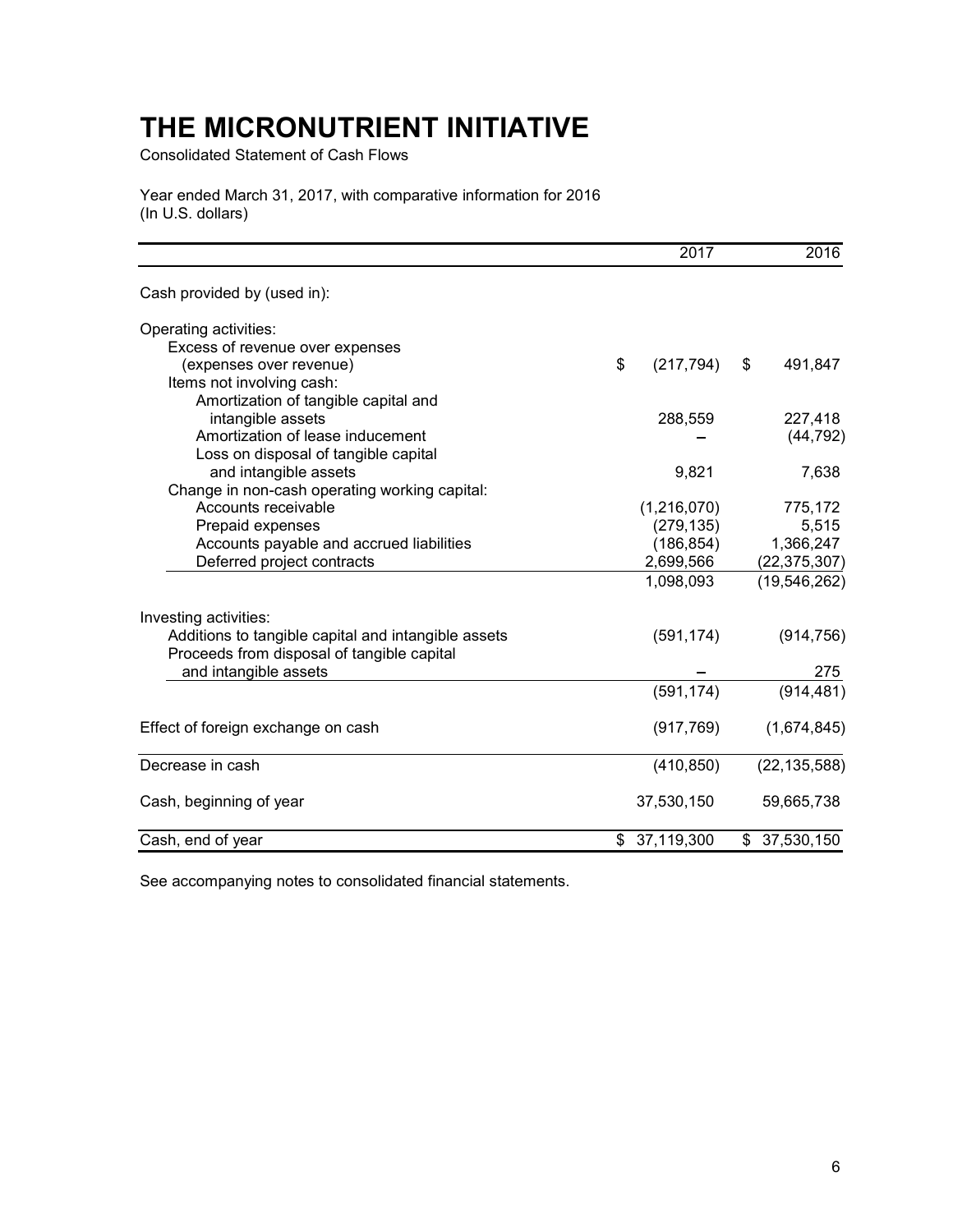# THE MICRONUTRIENT INITIATIVE

Consolidated Statement of Cash Flows

Year ended March 31, 2017, with comparative information for 2016
(In U.S. dollars)

| | 2017 | 2016 |
|---|---|---|
| Cash provided by (used in): | | |
| Operating activities: | | |
| Excess of revenue over expenses (expenses over revenue) | $ (217,794) | $ 491,847 |
| Items not involving cash: | | |
| Amortization of tangible capital and intangible assets | 288,559 | 227,418 |
| Amortization of lease inducement | – | (44,792) |
| Loss on disposal of tangible capital and intangible assets | 9,821 | 7,638 |
| Change in non-cash operating working capital: | | |
| Accounts receivable | (1,216,070) | 775,172 |
| Prepaid expenses | (279,135) | 5,515 |
| Accounts payable and accrued liabilities | (186,854) | 1,366,247 |
| Deferred project contracts | 2,699,566 | (22,375,307) |
| | 1,098,093 | (19,546,262) |
| Investing activities: | | |
| Additions to tangible capital and intangible assets | (591,174) | (914,756) |
| Proceeds from disposal of tangible capital and intangible assets | – | 275 |
| | (591,174) | (914,481) |
| Effect of foreign exchange on cash | (917,769) | (1,674,845) |
| Decrease in cash | (410,850) | (22,135,588) |
| Cash, beginning of year | 37,530,150 | 59,665,738 |
| Cash, end of year | $ 37,119,300 | $ 37,530,150 |

See accompanying notes to consolidated financial statements.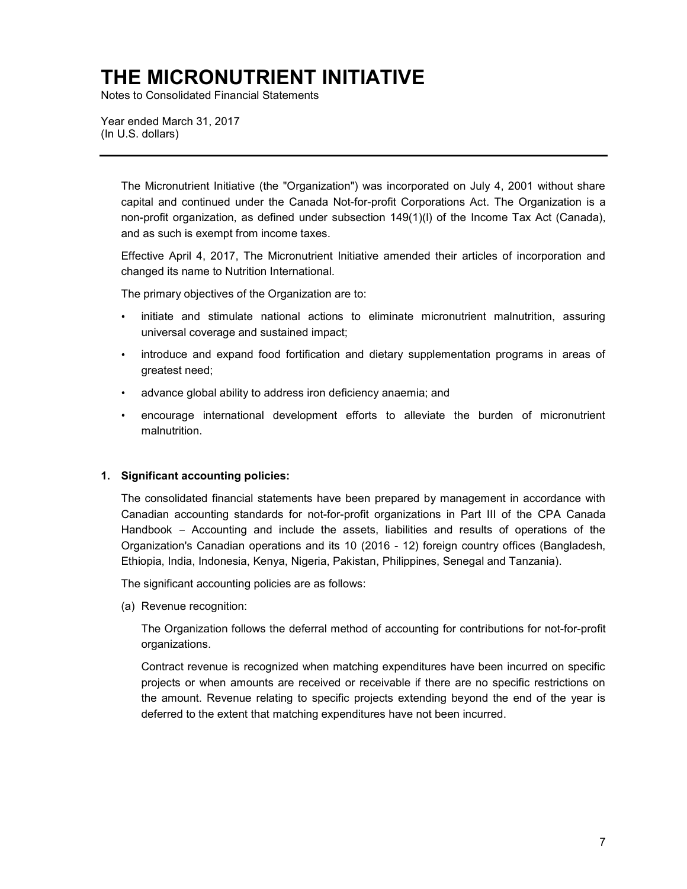# THE MICRONUTRIENT INITIATIVE

Notes to Consolidated Financial Statements

Year ended March 31, 2017
(In U.S. dollars)

---

The Micronutrient Initiative (the "Organization") was incorporated on July 4, 2001 without share capital and continued under the Canada Not-for-profit Corporations Act. The Organization is a non-profit organization, as defined under subsection 149(1)(l) of the Income Tax Act (Canada), and as such is exempt from income taxes.

Effective April 4, 2017, The Micronutrient Initiative amended their articles of incorporation and changed its name to Nutrition International.

The primary objectives of the Organization are to:

- initiate and stimulate national actions to eliminate micronutrient malnutrition, assuring universal coverage and sustained impact;
- introduce and expand food fortification and dietary supplementation programs in areas of greatest need;
- advance global ability to address iron deficiency anaemia; and
- encourage international development efforts to alleviate the burden of micronutrient malnutrition.

### 1. Significant accounting policies:

The consolidated financial statements have been prepared by management in accordance with Canadian accounting standards for not-for-profit organizations in Part III of the CPA Canada Handbook – Accounting and include the assets, liabilities and results of operations of the Organization's Canadian operations and its 10 (2016 - 12) foreign country offices (Bangladesh, Ethiopia, India, Indonesia, Kenya, Nigeria, Pakistan, Philippines, Senegal and Tanzania).

The significant accounting policies are as follows:

(a) Revenue recognition:

The Organization follows the deferral method of accounting for contributions for not-for-profit organizations.

Contract revenue is recognized when matching expenditures have been incurred on specific projects or when amounts are received or receivable if there are no specific restrictions on the amount. Revenue relating to specific projects extending beyond the end of the year is deferred to the extent that matching expenditures have not been incurred.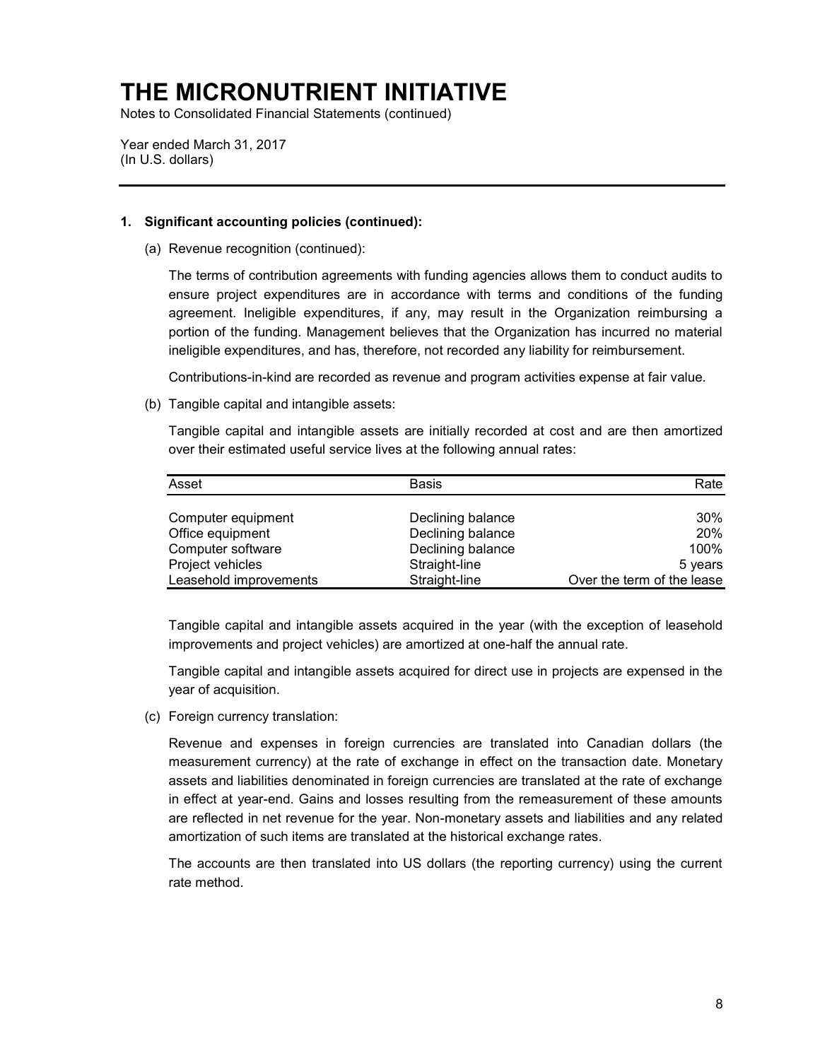# THE MICRONUTRIENT INITIATIVE

Notes to Consolidated Financial Statements (continued)

Year ended March 31, 2017
(In U.S. dollars)

**1. Significant accounting policies (continued):**

(a) Revenue recognition (continued):

The terms of contribution agreements with funding agencies allows them to conduct audits to ensure project expenditures are in accordance with terms and conditions of the funding agreement. Ineligible expenditures, if any, may result in the Organization reimbursing a portion of the funding. Management believes that the Organization has incurred no material ineligible expenditures, and has, therefore, not recorded any liability for reimbursement.

Contributions-in-kind are recorded as revenue and program activities expense at fair value.

(b) Tangible capital and intangible assets:

Tangible capital and intangible assets are initially recorded at cost and are then amortized over their estimated useful service lives at the following annual rates:

| Asset | Basis | Rate |
|---|---|---|
| Computer equipment | Declining balance | 30% |
| Office equipment | Declining balance | 20% |
| Computer software | Declining balance | 100% |
| Project vehicles | Straight-line | 5 years |
| Leasehold improvements | Straight-line | Over the term of the lease |

Tangible capital and intangible assets acquired in the year (with the exception of leasehold improvements and project vehicles) are amortized at one-half the annual rate.

Tangible capital and intangible assets acquired for direct use in projects are expensed in the year of acquisition.

(c) Foreign currency translation:

Revenue and expenses in foreign currencies are translated into Canadian dollars (the measurement currency) at the rate of exchange in effect on the transaction date. Monetary assets and liabilities denominated in foreign currencies are translated at the rate of exchange in effect at year-end. Gains and losses resulting from the remeasurement of these amounts are reflected in net revenue for the year. Non-monetary assets and liabilities and any related amortization of such items are translated at the historical exchange rates.

The accounts are then translated into US dollars (the reporting currency) using the current rate method.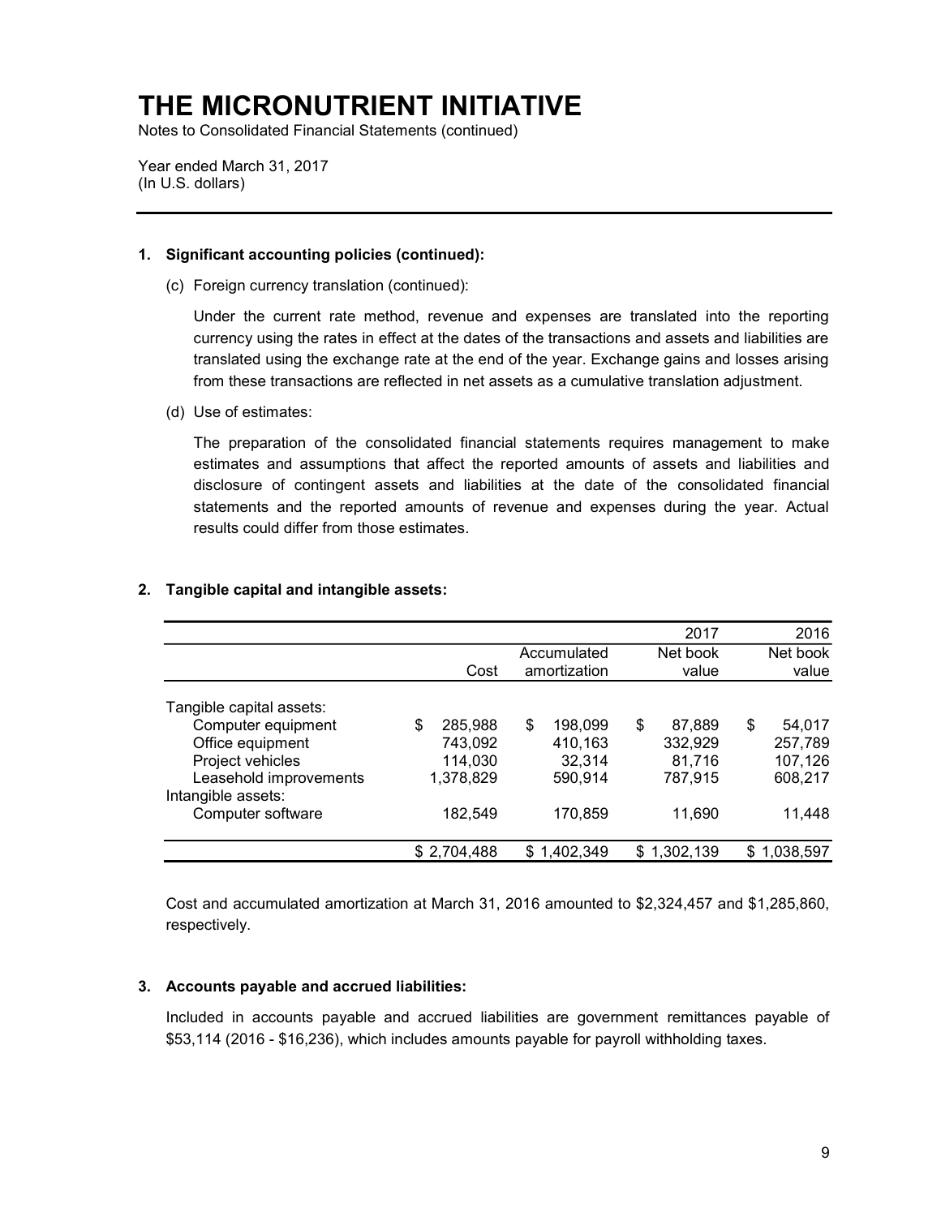# THE MICRONUTRIENT INITIATIVE

Notes to Consolidated Financial Statements (continued)

Year ended March 31, 2017
(In U.S. dollars)

## 1. Significant accounting policies (continued):

(c) Foreign currency translation (continued):

Under the current rate method, revenue and expenses are translated into the reporting currency using the rates in effect at the dates of the transactions and assets and liabilities are translated using the exchange rate at the end of the year. Exchange gains and losses arising from these transactions are reflected in net assets as a cumulative translation adjustment.

(d) Use of estimates:

The preparation of the consolidated financial statements requires management to make estimates and assumptions that affect the reported amounts of assets and liabilities and disclosure of contingent assets and liabilities at the date of the consolidated financial statements and the reported amounts of revenue and expenses during the year. Actual results could differ from those estimates.

## 2. Tangible capital and intangible assets:

| | | | 2017 | 2016 |
|---|---|---|---|---|
| | Cost | Accumulated amortization | Net book value | Net book value |
| Tangible capital assets: | | | | |
| Computer equipment | $ 285,988 | $ 198,099 | $ 87,889 | $ 54,017 |
| Office equipment | 743,092 | 410,163 | 332,929 | 257,789 |
| Project vehicles | 114,030 | 32,314 | 81,716 | 107,126 |
| Leasehold improvements | 1,378,829 | 590,914 | 787,915 | 608,217 |
| Intangible assets: | | | | |
| Computer software | 182,549 | 170,859 | 11,690 | 11,448 |
| | $ 2,704,488 | $ 1,402,349 | $ 1,302,139 | $ 1,038,597 |

Cost and accumulated amortization at March 31, 2016 amounted to $2,324,457 and $1,285,860, respectively.

## 3. Accounts payable and accrued liabilities:

Included in accounts payable and accrued liabilities are government remittances payable of $53,114 (2016 - $16,236), which includes amounts payable for payroll withholding taxes.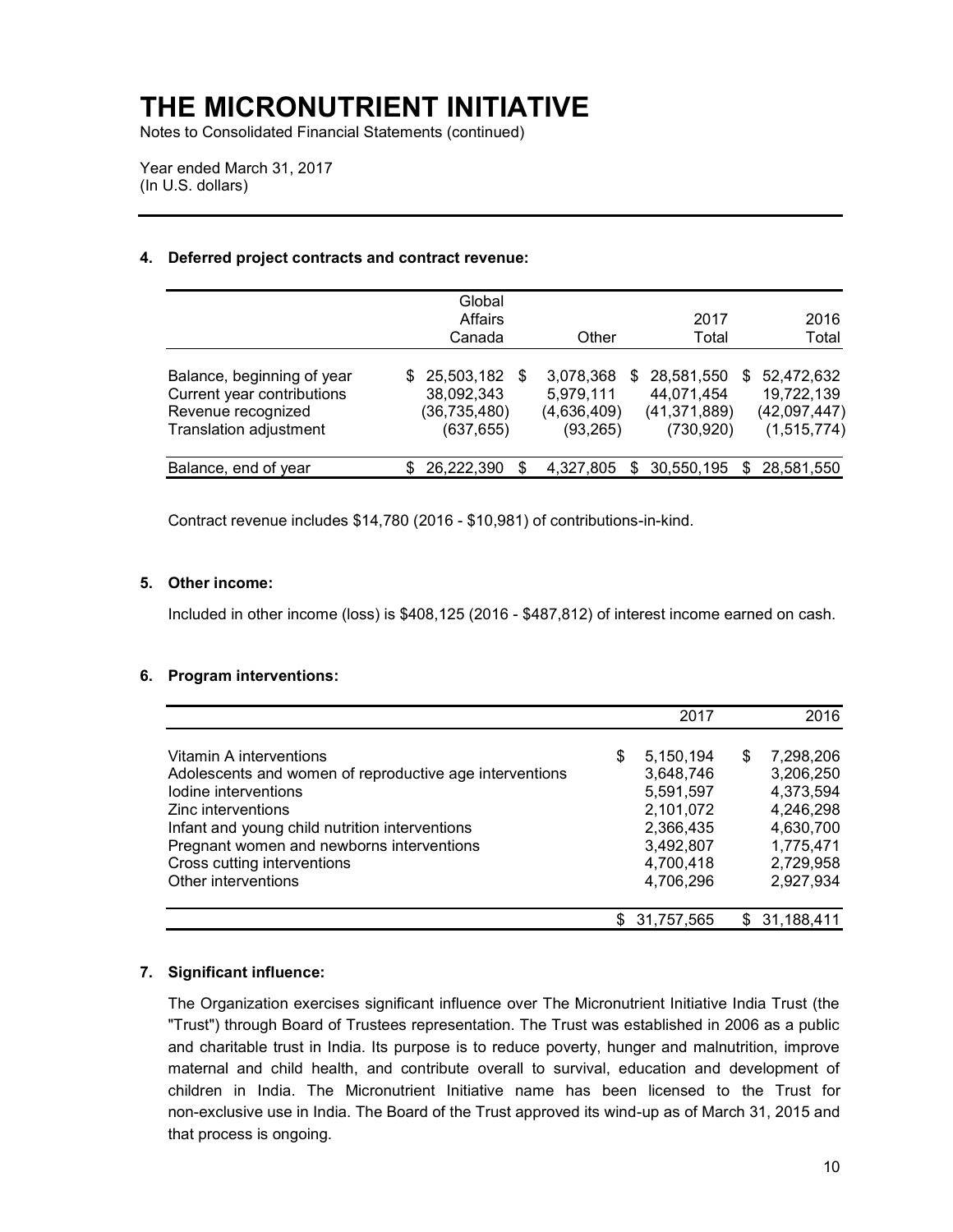# THE MICRONUTRIENT INITIATIVE

Notes to Consolidated Financial Statements (continued)

Year ended March 31, 2017
(In U.S. dollars)

## 4. Deferred project contracts and contract revenue:

| | Global Affairs Canada | Other | 2017 Total | 2016 Total |
|---|---|---|---|---|
| Balance, beginning of year | $ 25,503,182 | $ 3,078,368 | $ 28,581,550 | $ 52,472,632 |
| Current year contributions | 38,092,343 | 5,979,111 | 44,071,454 | 19,722,139 |
| Revenue recognized | (36,735,480) | (4,636,409) | (41,371,889) | (42,097,447) |
| Translation adjustment | (637,655) | (93,265) | (730,920) | (1,515,774) |
| Balance, end of year | $ 26,222,390 | $ 4,327,805 | $ 30,550,195 | $ 28,581,550 |

Contract revenue includes $14,780 (2016 - $10,981) of contributions-in-kind.

## 5. Other income:

Included in other income (loss) is $408,125 (2016 - $487,812) of interest income earned on cash.

## 6. Program interventions:

| | 2017 | 2016 |
|---|---|---|
| Vitamin A interventions | $ 5,150,194 | $ 7,298,206 |
| Adolescents and women of reproductive age interventions | 3,648,746 | 3,206,250 |
| Iodine interventions | 5,591,597 | 4,373,594 |
| Zinc interventions | 2,101,072 | 4,246,298 |
| Infant and young child nutrition interventions | 2,366,435 | 4,630,700 |
| Pregnant women and newborns interventions | 3,492,807 | 1,775,471 |
| Cross cutting interventions | 4,700,418 | 2,729,958 |
| Other interventions | 4,706,296 | 2,927,934 |
| | $ 31,757,565 | $ 31,188,411 |

## 7. Significant influence:

The Organization exercises significant influence over The Micronutrient Initiative India Trust (the "Trust") through Board of Trustees representation. The Trust was established in 2006 as a public and charitable trust in India. Its purpose is to reduce poverty, hunger and malnutrition, improve maternal and child health, and contribute overall to survival, education and development of children in India. The Micronutrient Initiative name has been licensed to the Trust for non-exclusive use in India. The Board of the Trust approved its wind-up as of March 31, 2015 and that process is ongoing.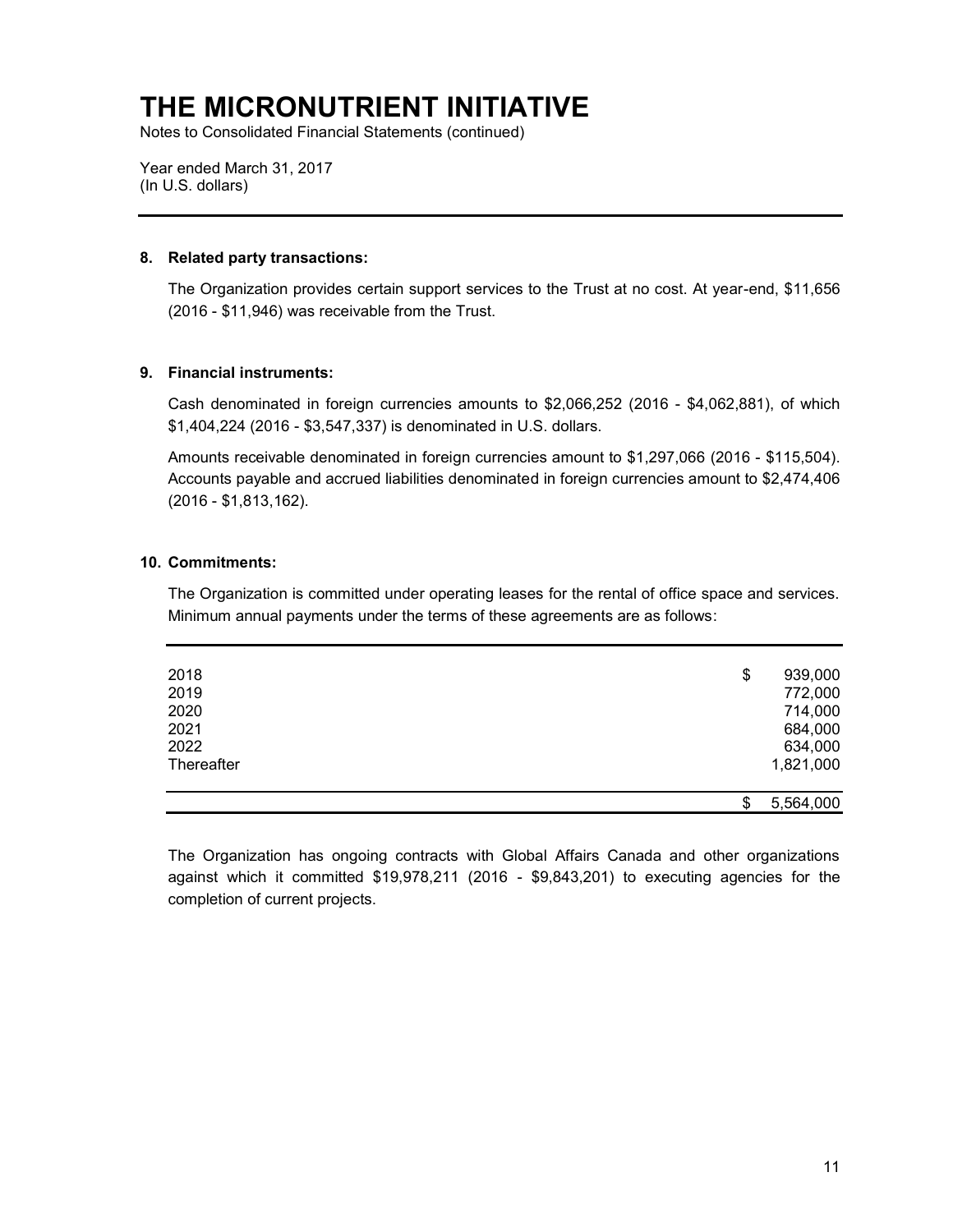# THE MICRONUTRIENT INITIATIVE

Notes to Consolidated Financial Statements (continued)

Year ended March 31, 2017
(In U.S. dollars)

## 8. Related party transactions:

The Organization provides certain support services to the Trust at no cost. At year-end, $11,656 (2016 - $11,946) was receivable from the Trust.

## 9. Financial instruments:

Cash denominated in foreign currencies amounts to $2,066,252 (2016 - $4,062,881), of which $1,404,224 (2016 - $3,547,337) is denominated in U.S. dollars.

Amounts receivable denominated in foreign currencies amount to $1,297,066 (2016 - $115,504). Accounts payable and accrued liabilities denominated in foreign currencies amount to $2,474,406 (2016 - $1,813,162).

## 10. Commitments:

The Organization is committed under operating leases for the rental of office space and services. Minimum annual payments under the terms of these agreements are as follows:

| | |
|---|---|
| 2018 | $ 939,000 |
| 2019 | 772,000 |
| 2020 | 714,000 |
| 2021 | 684,000 |
| 2022 | 634,000 |
| Thereafter | 1,821,000 |
| | $ 5,564,000 |

The Organization has ongoing contracts with Global Affairs Canada and other organizations against which it committed $19,978,211 (2016 - $9,843,201) to executing agencies for the completion of current projects.